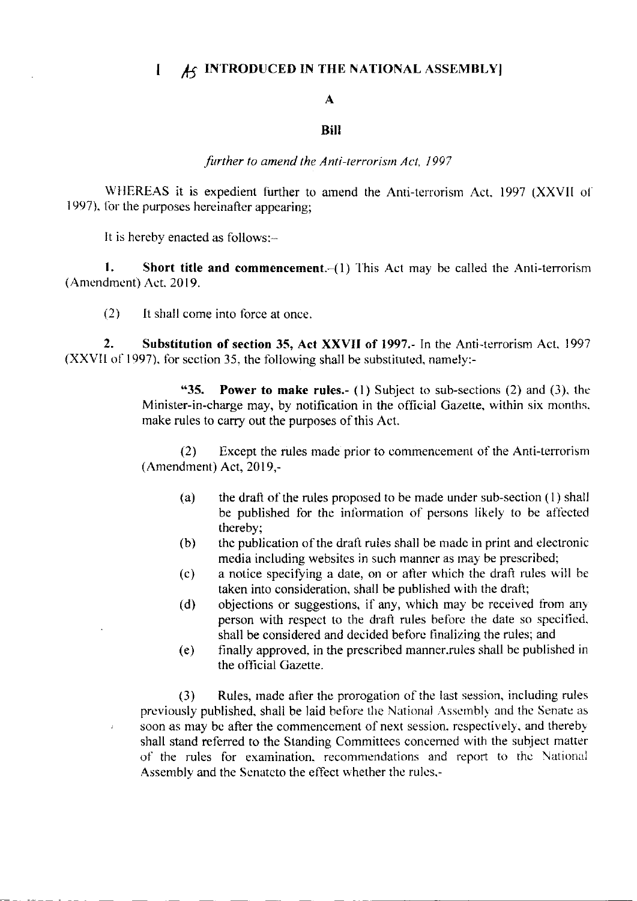[ AS INTRODUCED IN THE NATIONAL ASSEMBLY]

A

**Bill**

*further to amend the Anti-terrorism Act, 1997*

WHEREAS it is expedient further to amend the Anti-terrorism Act, 1997 (XXVII of 1997), for the purposes hereinafter appearing;

It is hereby enacted as follows:–

**1. Short title and commencement.**–(1) This Act may be called the Anti-terrorism (Amendment) Act, 2019.

(2) It shall come into force at once.

**2. Substitution of section 35, Act XXVII of 1997.**- In the Anti-terrorism Act, 1997 (XXVII of 1997), for section 35, the following shall be substituted, namely:-

> "**35. Power to make rules.**- (1) Subject to sub-sections (2) and (3), the Minister-in-charge may, by notification in the official Gazette, within six months, make rules to carry out the purposes of this Act.
>
> (2) Except the rules made prior to commencement of the Anti-terrorism (Amendment) Act, 2019,-
>
> (a) the draft of the rules proposed to be made under sub-section (1) shall be published for the information of persons likely to be affected thereby;
>
> (b) the publication of the draft rules shall be made in print and electronic media including websites in such manner as may be prescribed;
>
> (c) a notice specifying a date, on or after which the draft rules will be taken into consideration, shall be published with the draft;
>
> (d) objections or suggestions, if any, which may be received from any person with respect to the draft rules before the date so specified, shall be considered and decided before finalizing the rules; and
>
> (e) finally approved, in the prescribed manner.rules shall be published in the official Gazette.
>
> (3) Rules, made after the prorogation of the last session, including rules previously published, shall be laid before the National Assembly and the Senate as soon as may be after the commencement of next session, respectively, and thereby shall stand referred to the Standing Committees concerned with the subject matter of the rules for examination, recommendations and report to the National Assembly and the Senateto the effect whether the rules,-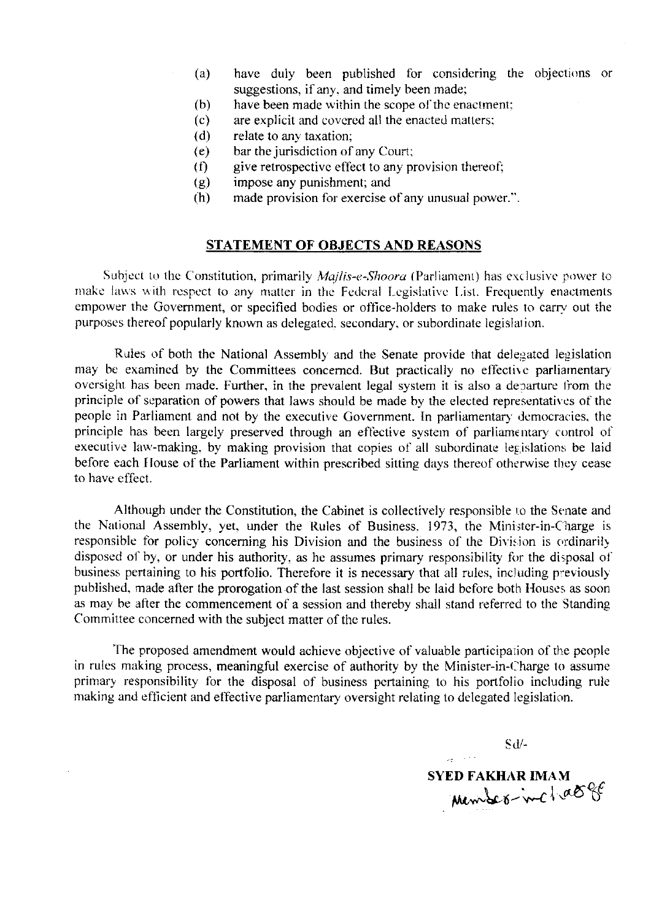(a) have duly been published for considering the objections or suggestions, if any, and timely been made;
(b) have been made within the scope of the enactment;
(c) are explicit and covered all the enacted matters;
(d) relate to any taxation;
(e) bar the jurisdiction of any Court;
(f) give retrospective effect to any provision thereof;
(g) impose any punishment; and
(h) made provision for exercise of any unusual power.".

## STATEMENT OF OBJECTS AND REASONS

Subject to the Constitution, primarily *Majlis-e-Shoora* (Parliament) has exclusive power to make laws with respect to any matter in the Federal Legislative List. Frequently enactments empower the Government, or specified bodies or office-holders to make rules to carry out the purposes thereof popularly known as delegated, secondary, or subordinate legislation.

Rules of both the National Assembly and the Senate provide that delegated legislation may be examined by the Committees concerned. But practically no effective parliamentary oversight has been made. Further, in the prevalent legal system it is also a departure from the principle of separation of powers that laws should be made by the elected representatives of the people in Parliament and not by the executive Government. In parliamentary democracies, the principle has been largely preserved through an effective system of parliamentary control of executive law-making, by making provision that copies of all subordinate legislations be laid before each House of the Parliament within prescribed sitting days thereof otherwise they cease to have effect.

Although under the Constitution, the Cabinet is collectively responsible to the Senate and the National Assembly, yet, under the Rules of Business, 1973, the Minister-in-Charge is responsible for policy concerning his Division and the business of the Division is ordinarily disposed of by, or under his authority, as he assumes primary responsibility for the disposal of business pertaining to his portfolio. Therefore it is necessary that all rules, including previously published, made after the prorogation of the last session shall be laid before both Houses as soon as may be after the commencement of a session and thereby shall stand referred to the Standing Committee concerned with the subject matter of the rules.

The proposed amendment would achieve objective of valuable participation of the people in rules making process, meaningful exercise of authority by the Minister-in-Charge to assume primary responsibility for the disposal of business pertaining to his portfolio including rule making and efficient and effective parliamentary oversight relating to delegated legislation.

Sd/-

**SYED FAKHAR IMAM**
Member-incharge